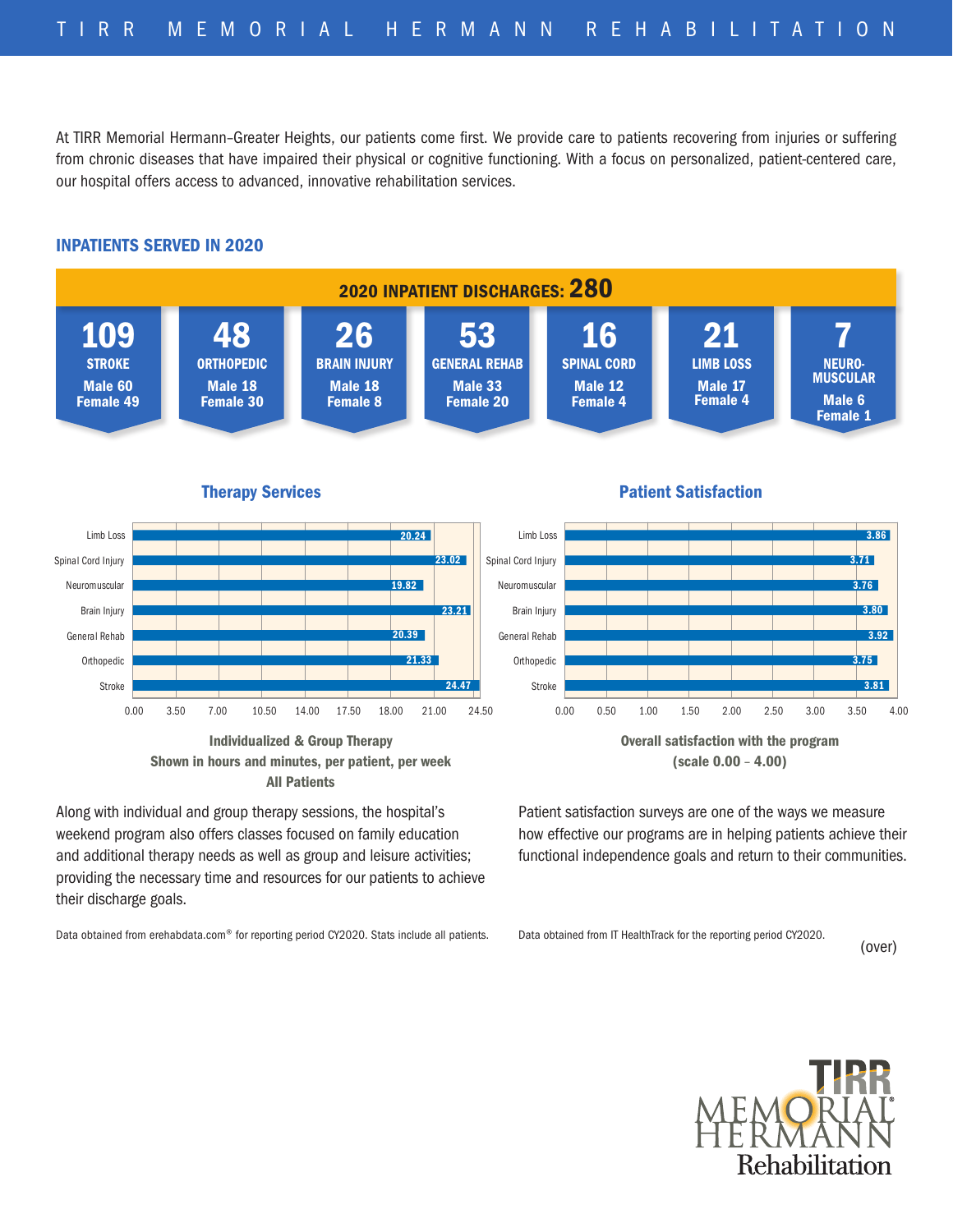At TIRR Memorial Hermann–Greater Heights, our patients come first. We provide care to patients recovering from injuries or suffering from chronic diseases that have impaired their physical or cognitive functioning. With a focus on personalized, patient-centered care, our hospital offers access to advanced, innovative rehabilitation services.

## INPATIENTS SERVED IN 2020

**2020 INPATIENT DISCHARGES: 280**

**109** STROKE
Male 60
Female 49

**48** ORTHOPEDIC
Male 18
Female 30

**26** BRAIN INJURY
Male 18
Female 8

**53** GENERAL REHAB
Male 33
Female 20

**16** SPINAL CORD
Male 12
Female 4

**21** LIMB LOSS
Male 17
Female 4

**7** NEURO-MUSCULAR
Male 6
Female 1

### Therapy Services

Limb Loss 20.24
Spinal Cord Injury 23.02
Neuromuscular 19.82
Brain Injury 23.21
General Rehab 20.39
Orthopedic 21.33
Stroke 24.47

0.00 3.50 7.00 10.50 14.00 17.50 18.00 21.00 24.50

**Individualized & Group Therapy**
**Shown in hours and minutes, per patient, per week**
**All Patients**

Along with individual and group therapy sessions, the hospital's weekend program also offers classes focused on family education and additional therapy needs as well as group and leisure activities; providing the necessary time and resources for our patients to achieve their discharge goals.

Data obtained from erehabdata.com® for reporting period CY2020. Stats include all patients.

### Patient Satisfaction

Limb Loss 3.86
Spinal Cord Injury 3.71
Neuromuscular 3.76
Brain Injury 3.80
General Rehab 3.92
Orthopedic 3.75
Stroke 3.81

0.00 0.50 1.00 1.50 2.00 2.50 3.00 3.50 4.00

**Overall satisfaction with the program**
**(scale 0.00 – 4.00)**

Patient satisfaction surveys are one of the ways we measure how effective our programs are in helping patients achieve their functional independence goals and return to their communities.

Data obtained from IT HealthTrack for the reporting period CY2020.

(over)

TIRR MEMORIAL HERMANN Rehabilitation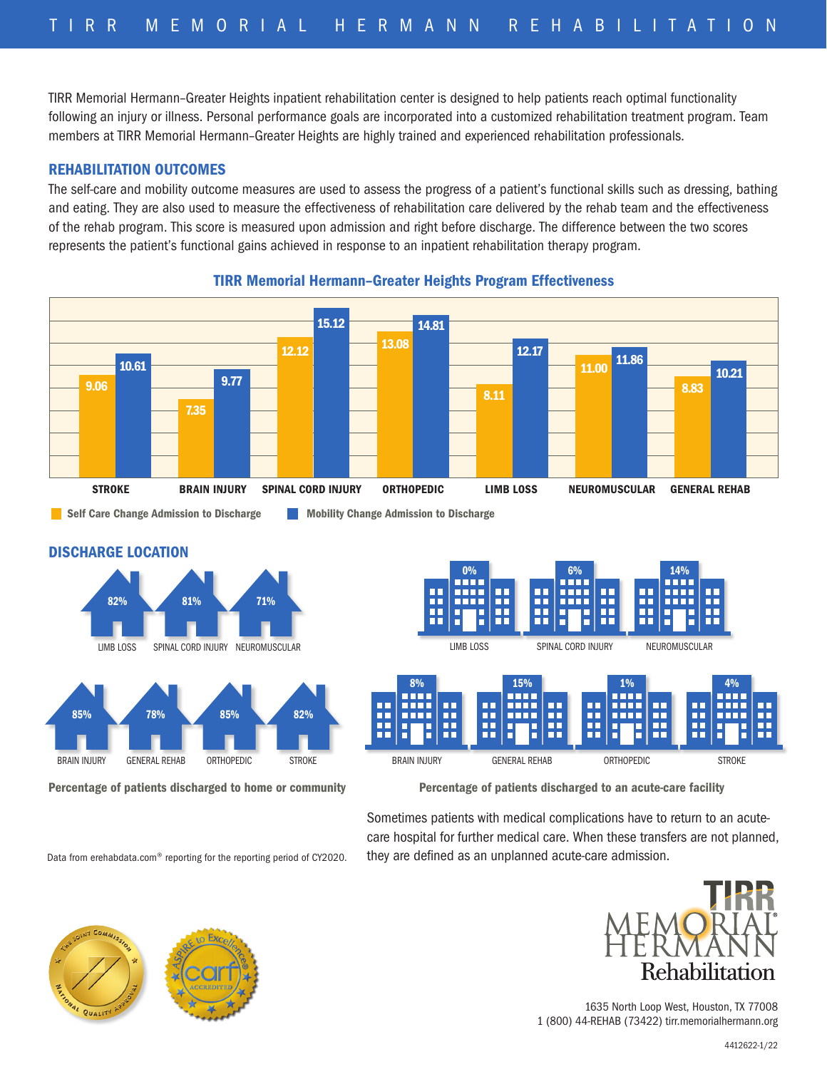TIRR Memorial Hermann–Greater Heights inpatient rehabilitation center is designed to help patients reach optimal functionality following an injury or illness. Personal performance goals are incorporated into a customized rehabilitation treatment program. Team members at TIRR Memorial Hermann–Greater Heights are highly trained and experienced rehabilitation professionals.

## REHABILITATION OUTCOMES

The self-care and mobility outcome measures are used to assess the progress of a patient's functional skills such as dressing, bathing and eating. They are also used to measure the effectiveness of rehabilitation care delivered by the rehab team and the effectiveness of the rehab program. This score is measured upon admission and right before discharge. The difference between the two scores represents the patient's functional gains achieved in response to an inpatient rehabilitation therapy program.

### TIRR Memorial Hermann–Greater Heights Program Effectiveness

STROKE: 9.06, 10.61
BRAIN INJURY: 7.35, 9.77
SPINAL CORD INJURY: 12.12, 15.12
ORTHOPEDIC: 13.08, 14.81
LIMB LOSS: 8.11, 12.17
NEUROMUSCULAR: 11.00, 11.86
GENERAL REHAB: 8.83, 10.21

Self Care Change Admission to Discharge
Mobility Change Admission to Discharge

## DISCHARGE LOCATION

82% LIMB LOSS
81% SPINAL CORD INJURY
71% NEUROMUSCULAR
85% BRAIN INJURY
78% GENERAL REHAB
85% ORTHOPEDIC
82% STROKE

**Percentage of patients discharged to home or community**

0% LIMB LOSS
6% SPINAL CORD INJURY
14% NEUROMUSCULAR
8% BRAIN INJURY
15% GENERAL REHAB
1% ORTHOPEDIC
4% STROKE

**Percentage of patients discharged to an acute-care facility**

Sometimes patients with medical complications have to return to an acute-care hospital for further medical care. When these transfers are not planned, they are defined as an unplanned acute-care admission.

Data from erehabdata.com® reporting for the reporting period of CY2020.

TIRR MEMORIAL HERMANN Rehabilitation

1635 North Loop West, Houston, TX 77008
1 (800) 44-REHAB (73422) tirr.memorialhermann.org

4412622-1/22